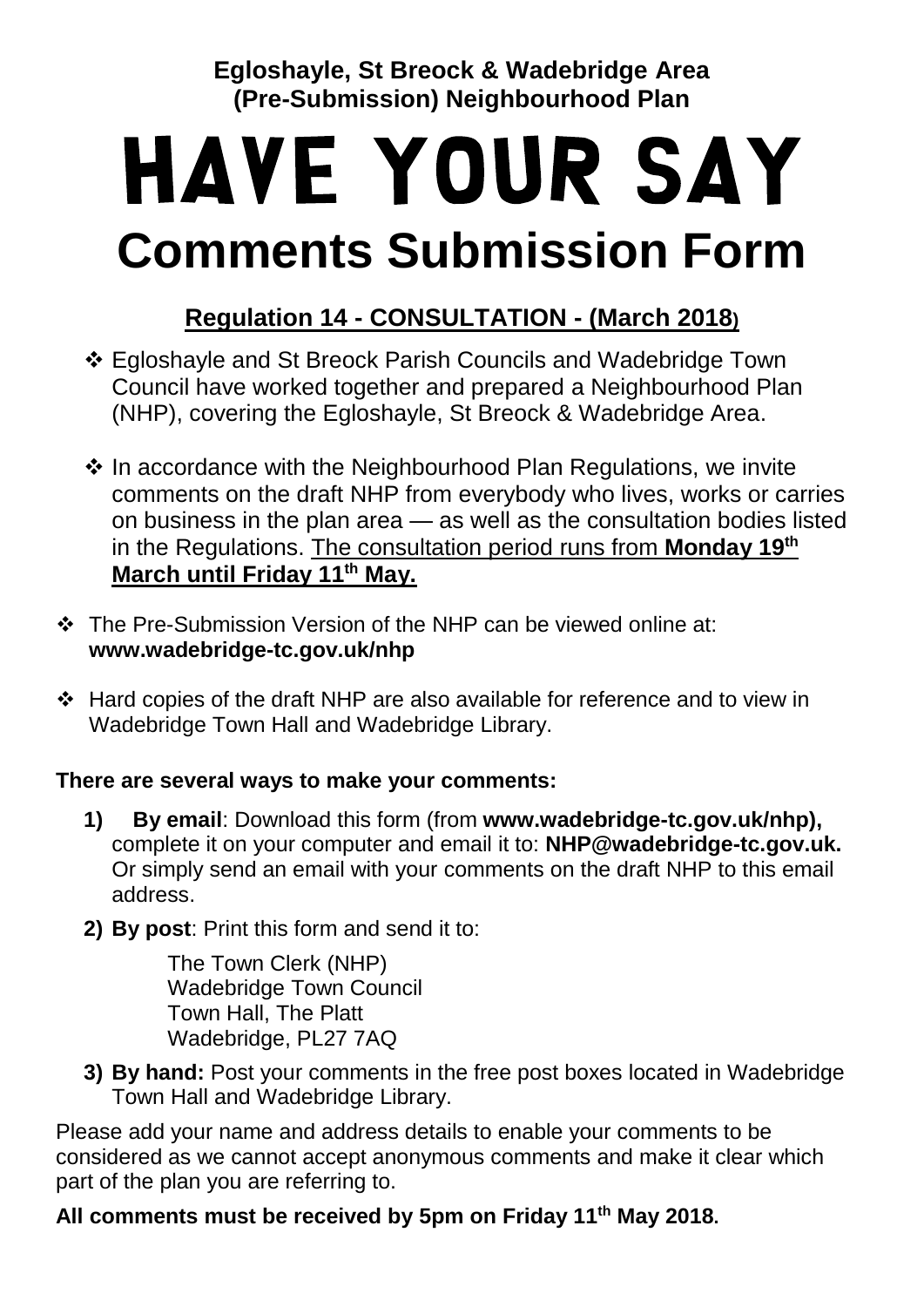**Egloshayle, St Breock & Wadebridge Area**
**(Pre-Submission) Neighbourhood Plan**

# HAVE YOUR SAY

# Comments Submission Form

## Regulation 14 - CONSULTATION - (March 2018)

- Egloshayle and St Breock Parish Councils and Wadebridge Town Council have worked together and prepared a Neighbourhood Plan (NHP), covering the Egloshayle, St Breock & Wadebridge Area.
- In accordance with the Neighbourhood Plan Regulations, we invite comments on the draft NHP from everybody who lives, works or carries on business in the plan area — as well as the consultation bodies listed in the Regulations. The consultation period runs from **Monday 19th March until Friday 11th May.**
- The Pre-Submission Version of the NHP can be viewed online at: **www.wadebridge-tc.gov.uk/nhp**
- Hard copies of the draft NHP are also available for reference and to view in Wadebridge Town Hall and Wadebridge Library.

**There are several ways to make your comments:**

1) **By email**: Download this form (from **www.wadebridge-tc.gov.uk/nhp),** complete it on your computer and email it to: **NHP@wadebridge-tc.gov.uk.** Or simply send an email with your comments on the draft NHP to this email address.
2) **By post**: Print this form and send it to:

   The Town Clerk (NHP)
   Wadebridge Town Council
   Town Hall, The Platt
   Wadebridge, PL27 7AQ

3) **By hand:** Post your comments in the free post boxes located in Wadebridge Town Hall and Wadebridge Library.

Please add your name and address details to enable your comments to be considered as we cannot accept anonymous comments and make it clear which part of the plan you are referring to.

**All comments must be received by 5pm on Friday 11th May 2018.**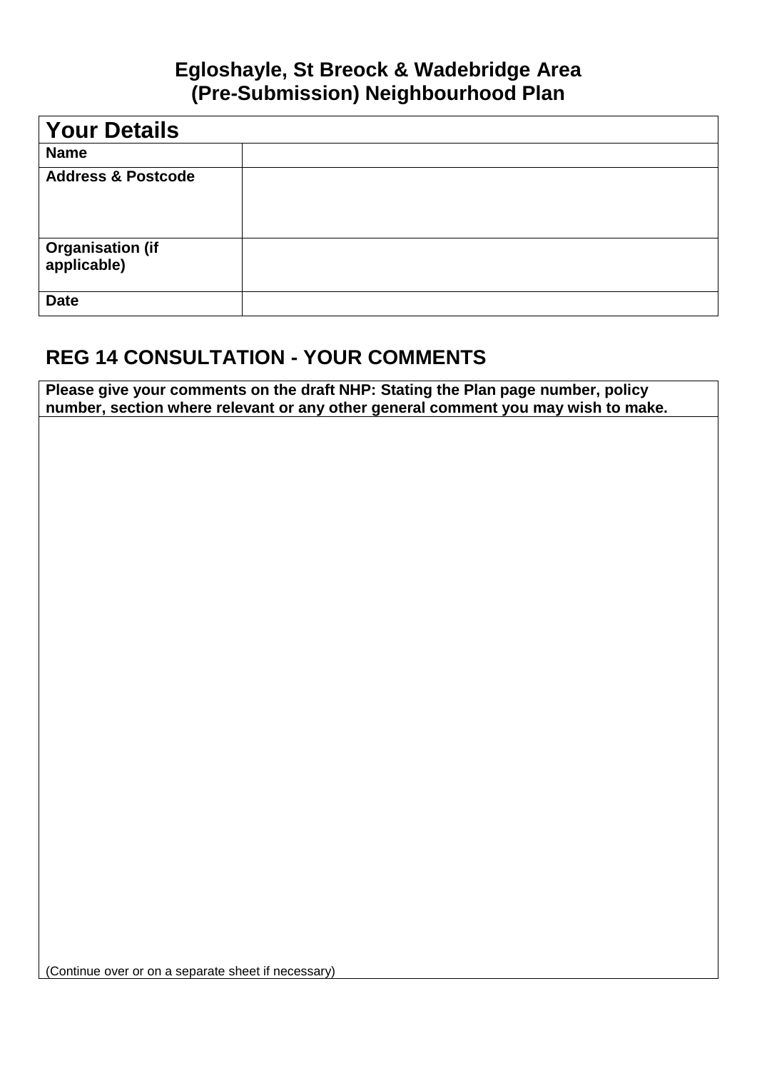# Egloshayle, St Breock & Wadebridge Area (Pre-Submission) Neighbourhood Plan

| **Your Details** | |
|---|---|
| **Name** | |
| **Address & Postcode** | |
| **Organisation (if applicable)** | |
| **Date** | |

## REG 14 CONSULTATION - YOUR COMMENTS

| **Please give your comments on the draft NHP: Stating the Plan page number, policy number, section where relevant or any other general comment you may wish to make.** |
|---|
| (Continue over or on a separate sheet if necessary) |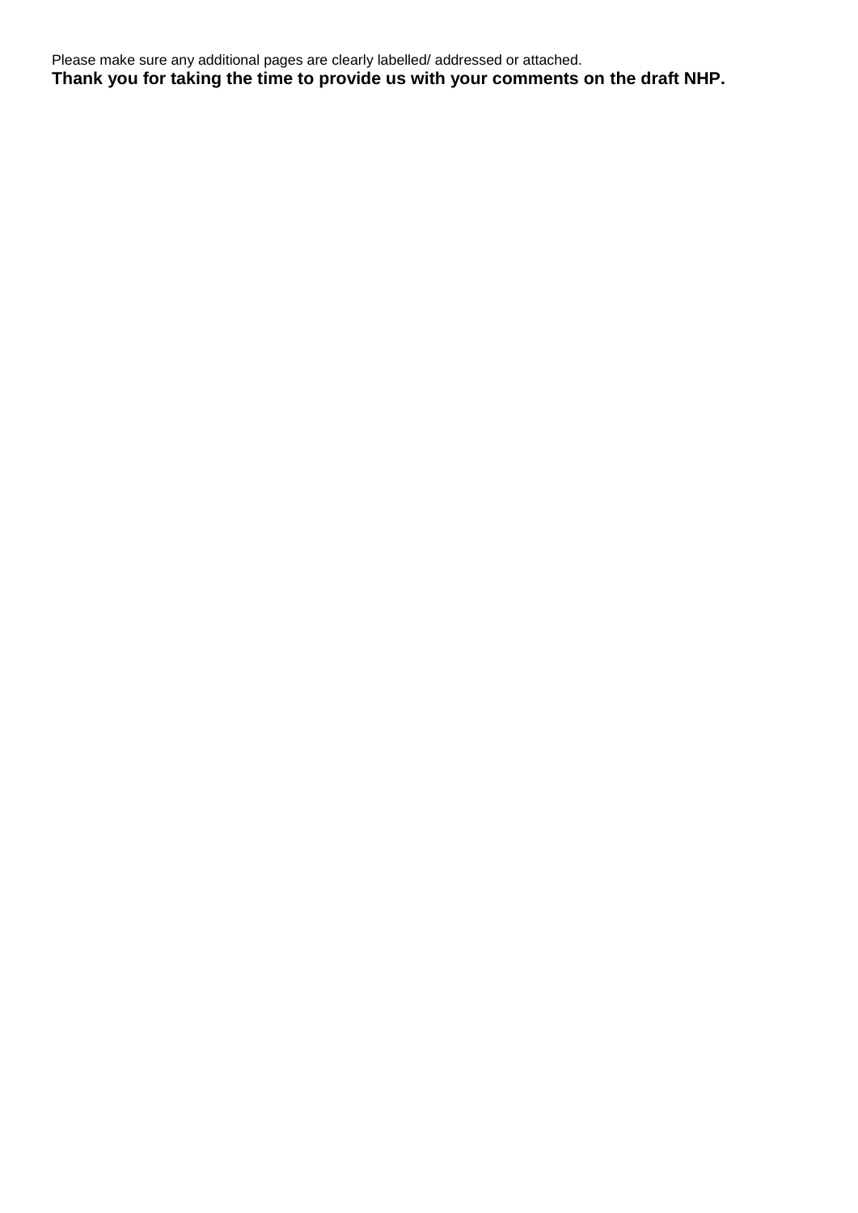Please make sure any additional pages are clearly labelled/ addressed or attached.

**Thank you for taking the time to provide us with your comments on the draft NHP.**